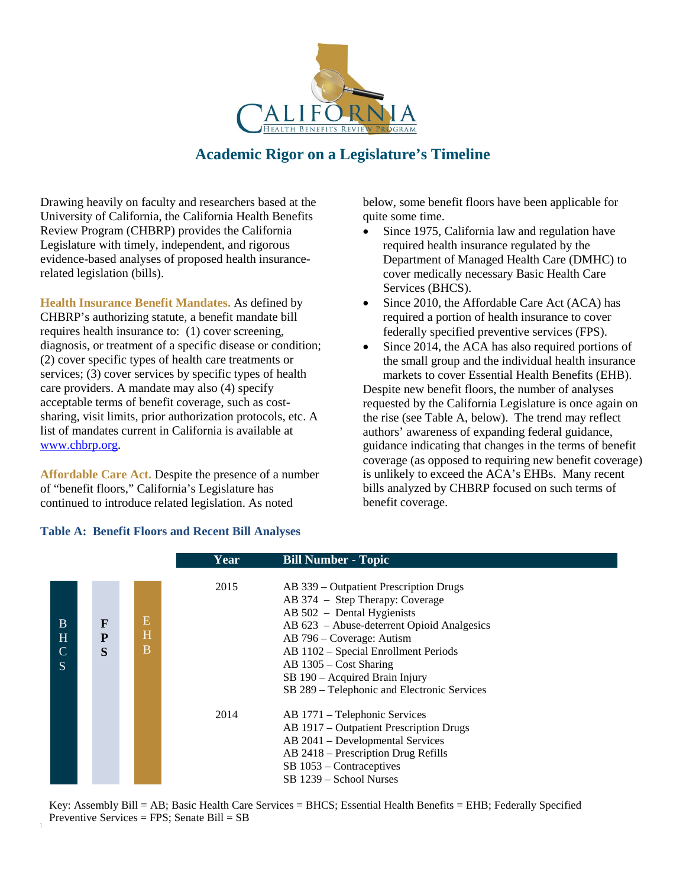# Academic Rigor on a Legislature's Timeline

Drawing heavily on faculty and researchers based at the University of California, the California Health Benefits Review Program (CHBRP) provides the California Legislature with timely, independent, and rigorous evidence-based analyses of proposed health insurance-related legislation (bills).

**Health Insurance Benefit Mandates.** As defined by CHBRP's authorizing statute, a benefit mandate bill requires health insurance to: (1) cover screening, diagnosis, or treatment of a specific disease or condition; (2) cover specific types of health care treatments or services; (3) cover services by specific types of health care providers. A mandate may also (4) specify acceptable terms of benefit coverage, such as cost-sharing, visit limits, prior authorization protocols, etc. A list of mandates current in California is available at www.chbrp.org.

**Affordable Care Act.** Despite the presence of a number of "benefit floors," California's Legislature has continued to introduce related legislation. As noted below, some benefit floors have been applicable for quite some time.

- Since 1975, California law and regulation have required health insurance regulated by the Department of Managed Health Care (DMHC) to cover medically necessary Basic Health Care Services (BHCS).
- Since 2010, the Affordable Care Act (ACA) has required a portion of health insurance to cover federally specified preventive services (FPS).
- Since 2014, the ACA has also required portions of the small group and the individual health insurance markets to cover Essential Health Benefits (EHB).

Despite new benefit floors, the number of analyses requested by the California Legislature is once again on the rise (see Table A, below). The trend may reflect authors' awareness of expanding federal guidance, guidance indicating that changes in the terms of benefit coverage (as opposed to requiring new benefit coverage) is unlikely to exceed the ACA's EHBs. Many recent bills analyzed by CHBRP focused on such terms of benefit coverage.

**Table A: Benefit Floors and Recent Bill Analyses**

BHCS | FPS | EHB

| Year | Bill Number - Topic |
|---|---|
| 2015 | AB 339 – Outpatient Prescription Drugs |
| | AB 374 – Step Therapy: Coverage |
| | AB 502 – Dental Hygienists |
| | AB 623 – Abuse-deterrent Opioid Analgesics |
| | AB 796 – Coverage: Autism |
| | AB 1102 – Special Enrollment Periods |
| | AB 1305 – Cost Sharing |
| | SB 190 – Acquired Brain Injury |
| | SB 289 – Telephonic and Electronic Services |
| 2014 | AB 1771 – Telephonic Services |
| | AB 1917 – Outpatient Prescription Drugs |
| | AB 2041 – Developmental Services |
| | AB 2418 – Prescription Drug Refills |
| | SB 1053 – Contraceptives |
| | SB 1239 – School Nurses |

Key: Assembly Bill = AB; Basic Health Care Services = BHCS; Essential Health Benefits = EHB; Federally Specified Preventive Services = FPS; Senate Bill = SB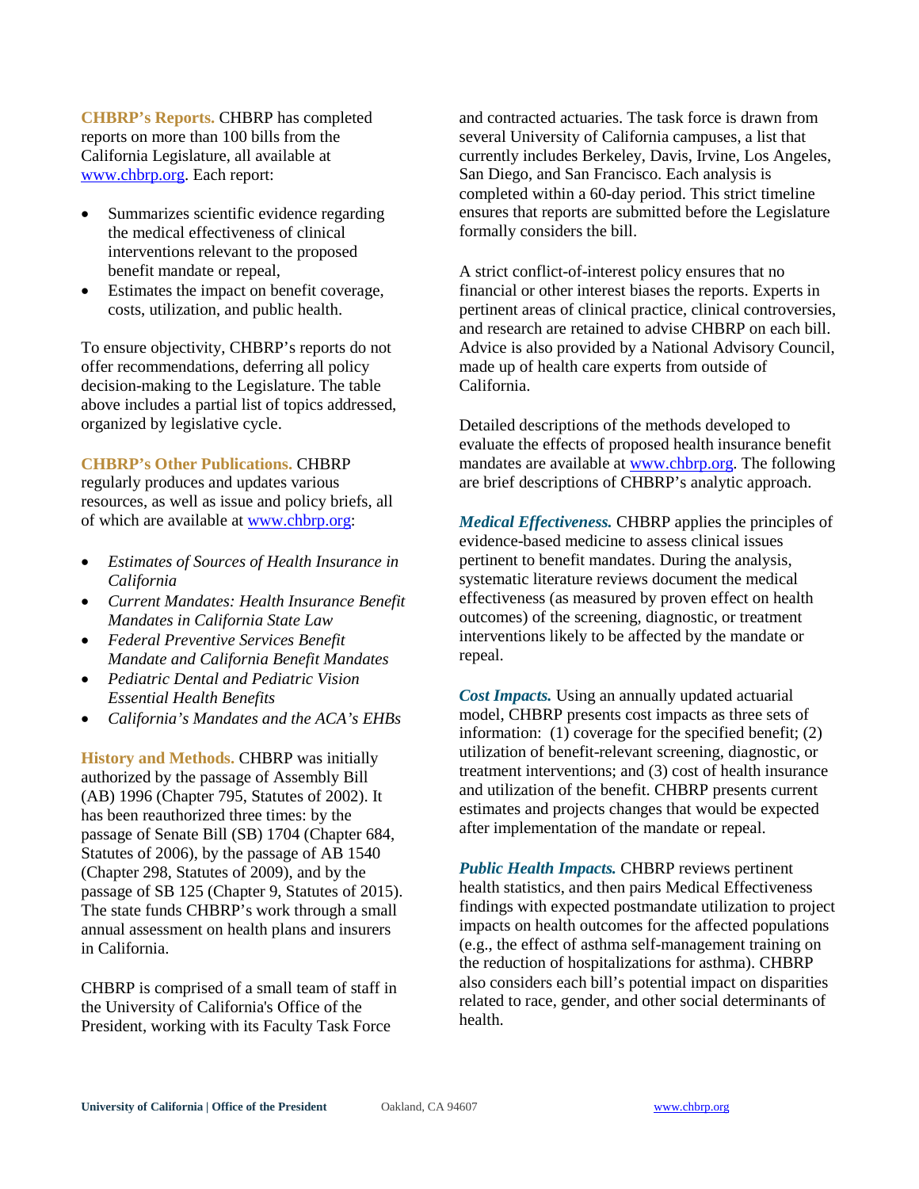**CHBRP's Reports.** CHBRP has completed reports on more than 100 bills from the California Legislature, all available at [www.chbrp.org](http://www.chbrp.org). Each report:

- Summarizes scientific evidence regarding the medical effectiveness of clinical interventions relevant to the proposed benefit mandate or repeal,
- Estimates the impact on benefit coverage, costs, utilization, and public health.

To ensure objectivity, CHBRP's reports do not offer recommendations, deferring all policy decision-making to the Legislature. The table above includes a partial list of topics addressed, organized by legislative cycle.

**CHBRP's Other Publications.** CHBRP regularly produces and updates various resources, as well as issue and policy briefs, all of which are available at [www.chbrp.org](http://www.chbrp.org):

- *Estimates of Sources of Health Insurance in California*
- *Current Mandates: Health Insurance Benefit Mandates in California State Law*
- *Federal Preventive Services Benefit Mandate and California Benefit Mandates*
- *Pediatric Dental and Pediatric Vision Essential Health Benefits*
- *California's Mandates and the ACA's EHBs*

**History and Methods.** CHBRP was initially authorized by the passage of Assembly Bill (AB) 1996 (Chapter 795, Statutes of 2002). It has been reauthorized three times: by the passage of Senate Bill (SB) 1704 (Chapter 684, Statutes of 2006), by the passage of AB 1540 (Chapter 298, Statutes of 2009), and by the passage of SB 125 (Chapter 9, Statutes of 2015). The state funds CHBRP's work through a small annual assessment on health plans and insurers in California.

CHBRP is comprised of a small team of staff in the University of California's Office of the President, working with its Faculty Task Force and contracted actuaries. The task force is drawn from several University of California campuses, a list that currently includes Berkeley, Davis, Irvine, Los Angeles, San Diego, and San Francisco. Each analysis is completed within a 60-day period. This strict timeline ensures that reports are submitted before the Legislature formally considers the bill.

A strict conflict-of-interest policy ensures that no financial or other interest biases the reports. Experts in pertinent areas of clinical practice, clinical controversies, and research are retained to advise CHBRP on each bill. Advice is also provided by a National Advisory Council, made up of health care experts from outside of California.

Detailed descriptions of the methods developed to evaluate the effects of proposed health insurance benefit mandates are available at [www.chbrp.org](http://www.chbrp.org). The following are brief descriptions of CHBRP's analytic approach.

***Medical Effectiveness.*** CHBRP applies the principles of evidence-based medicine to assess clinical issues pertinent to benefit mandates. During the analysis, systematic literature reviews document the medical effectiveness (as measured by proven effect on health outcomes) of the screening, diagnostic, or treatment interventions likely to be affected by the mandate or repeal.

***Cost Impacts.*** Using an annually updated actuarial model, CHBRP presents cost impacts as three sets of information: (1) coverage for the specified benefit; (2) utilization of benefit-relevant screening, diagnostic, or treatment interventions; and (3) cost of health insurance and utilization of the benefit. CHBRP presents current estimates and projects changes that would be expected after implementation of the mandate or repeal.

***Public Health Impacts.*** CHBRP reviews pertinent health statistics, and then pairs Medical Effectiveness findings with expected postmandate utilization to project impacts on health outcomes for the affected populations (e.g., the effect of asthma self-management training on the reduction of hospitalizations for asthma). CHBRP also considers each bill's potential impact on disparities related to race, gender, and other social determinants of health.

**University of California | Office of the President** Oakland, CA 94607 [www.chbrp.org](http://www.chbrp.org)